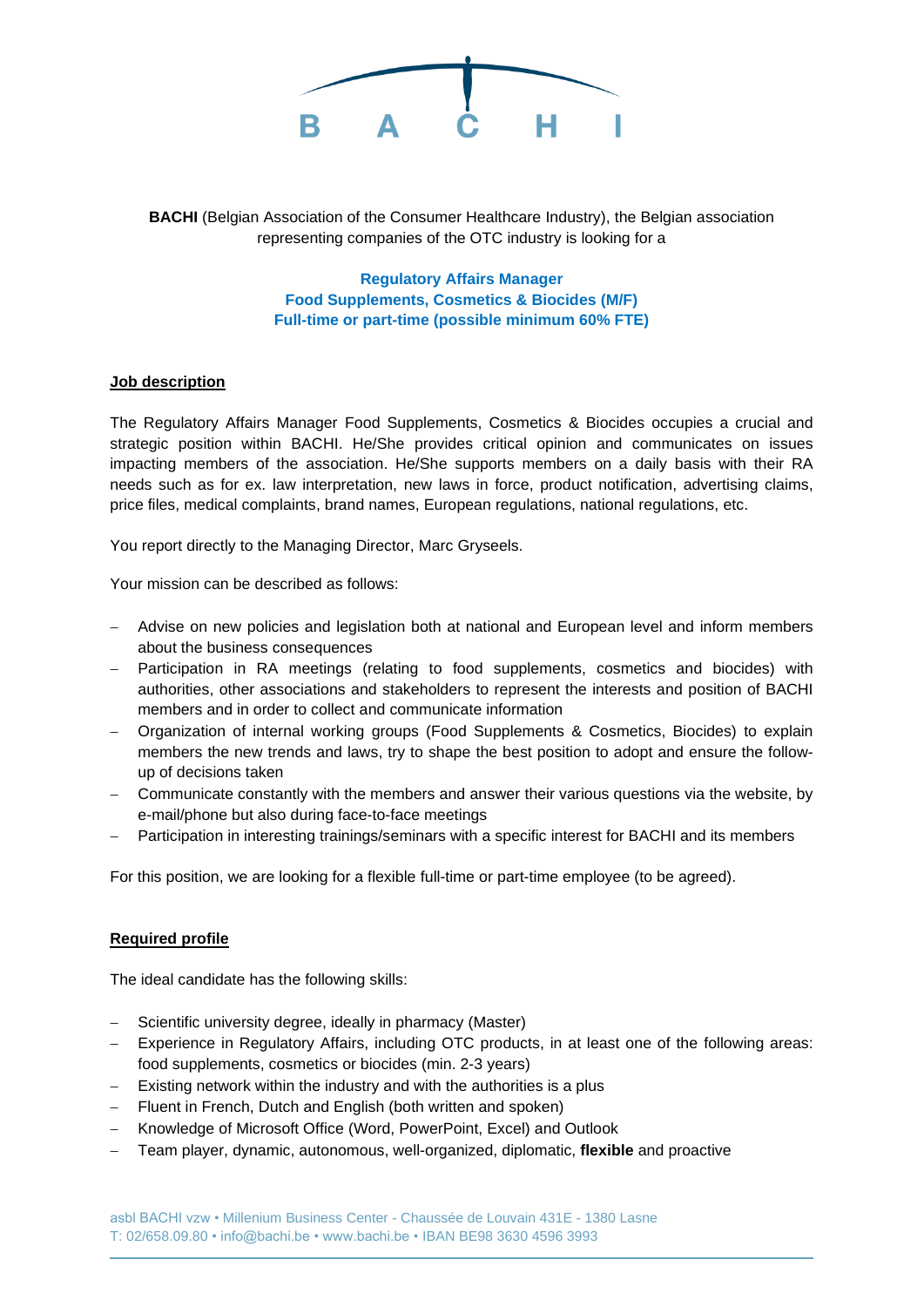**BACHI** (Belgian Association of the Consumer Healthcare Industry), the Belgian association representing companies of the OTC industry is looking for a

**Regulatory Affairs Manager**
**Food Supplements, Cosmetics & Biocides (M/F)**
**Full-time or part-time (possible minimum 60% FTE)**

## Job description

The Regulatory Affairs Manager Food Supplements, Cosmetics & Biocides occupies a crucial and strategic position within BACHI. He/She provides critical opinion and communicates on issues impacting members of the association. He/She supports members on a daily basis with their RA needs such as for ex. law interpretation, new laws in force, product notification, advertising claims, price files, medical complaints, brand names, European regulations, national regulations, etc.

You report directly to the Managing Director, Marc Gryseels.

Your mission can be described as follows:

- Advise on new policies and legislation both at national and European level and inform members about the business consequences
- Participation in RA meetings (relating to food supplements, cosmetics and biocides) with authorities, other associations and stakeholders to represent the interests and position of BACHI members and in order to collect and communicate information
- Organization of internal working groups (Food Supplements & Cosmetics, Biocides) to explain members the new trends and laws, try to shape the best position to adopt and ensure the follow-up of decisions taken
- Communicate constantly with the members and answer their various questions via the website, by e-mail/phone but also during face-to-face meetings
- Participation in interesting trainings/seminars with a specific interest for BACHI and its members

For this position, we are looking for a flexible full-time or part-time employee (to be agreed).

## Required profile

The ideal candidate has the following skills:

- Scientific university degree, ideally in pharmacy (Master)
- Experience in Regulatory Affairs, including OTC products, in at least one of the following areas: food supplements, cosmetics or biocides (min. 2-3 years)
- Existing network within the industry and with the authorities is a plus
- Fluent in French, Dutch and English (both written and spoken)
- Knowledge of Microsoft Office (Word, PowerPoint, Excel) and Outlook
- Team player, dynamic, autonomous, well-organized, diplomatic, **flexible** and proactive

asbl BACHI vzw • Millenium Business Center - Chaussée de Louvain 431E - 1380 Lasne
T: 02/658.09.80 • info@bachi.be • www.bachi.be • IBAN BE98 3630 4596 3993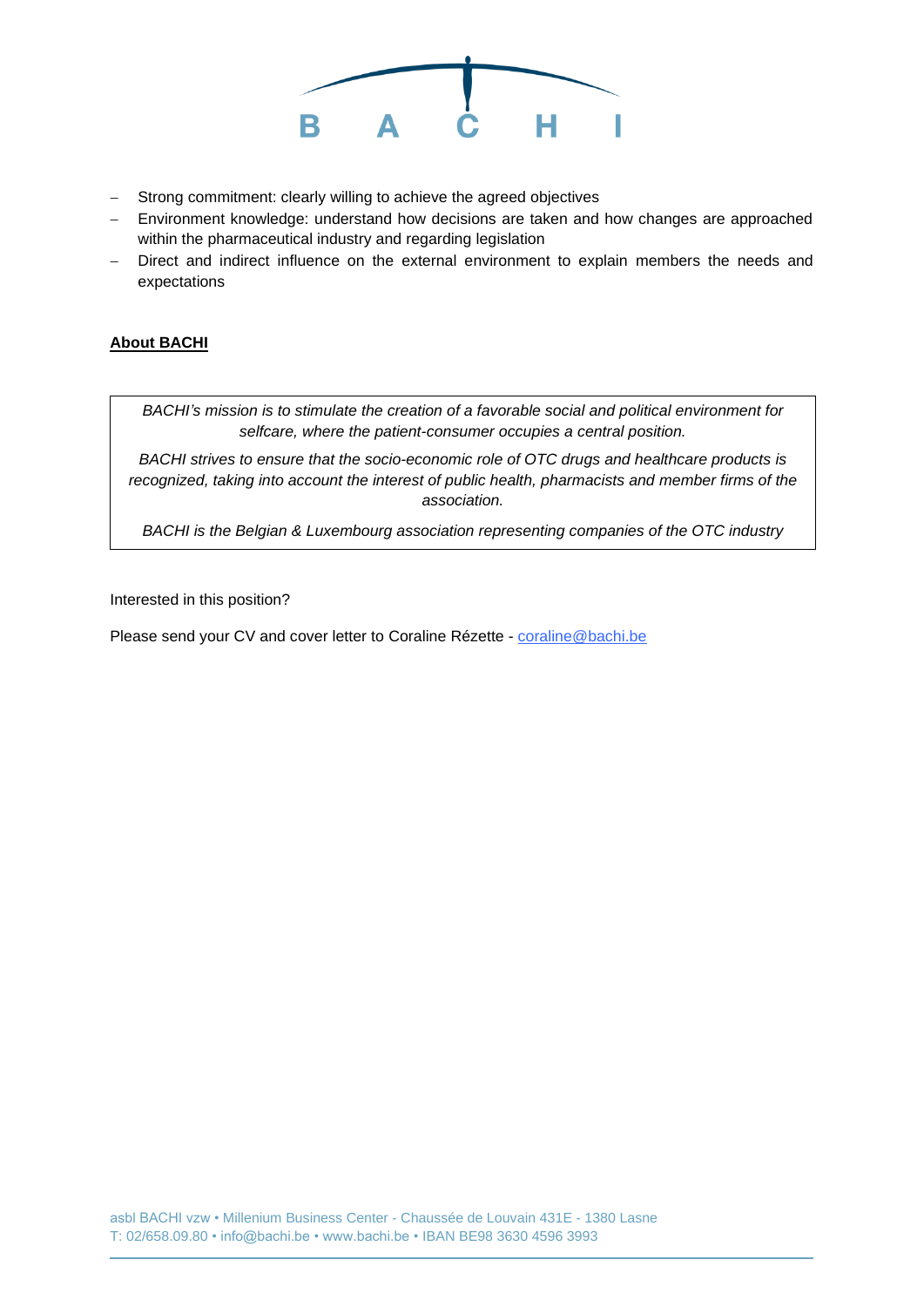- Strong commitment: clearly willing to achieve the agreed objectives
- Environment knowledge: understand how decisions are taken and how changes are approached within the pharmaceutical industry and regarding legislation
- Direct and indirect influence on the external environment to explain members the needs and expectations

**About BACHI**

*BACHI's mission is to stimulate the creation of a favorable social and political environment for selfcare, where the patient-consumer occupies a central position.*

*BACHI strives to ensure that the socio-economic role of OTC drugs and healthcare products is recognized, taking into account the interest of public health, pharmacists and member firms of the association.*

*BACHI is the Belgian & Luxembourg association representing companies of the OTC industry*

Interested in this position?

Please send your CV and cover letter to Coraline Rézette - coraline@bachi.be

asbl BACHI vzw • Millenium Business Center - Chaussée de Louvain 431E - 1380 Lasne
T: 02/658.09.80 • info@bachi.be • www.bachi.be • IBAN BE98 3630 4596 3993